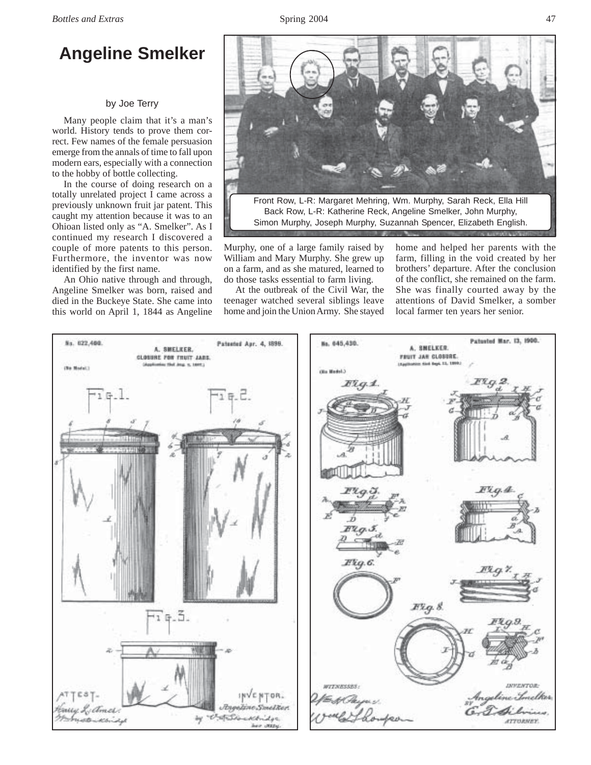# Angeline Smelker

by Joe Terry

Many people claim that it's a man's world. History tends to prove them correct. Few names of the female persuasion emerge from the annals of time to fall upon modern ears, especially with a connection to the hobby of bottle collecting.

In the course of doing research on a totally unrelated project I came across a previously unknown fruit jar patent. This caught my attention because it was to an Ohioan listed only as "A. Smelker". As I continued my research I discovered a couple of more patents to this person. Furthermore, the inventor was now identified by the first name.

An Ohio native through and through, Angeline Smelker was born, raised and died in the Buckeye State. She came into this world on April 1, 1844 as Angeline Murphy, one of a large family raised by William and Mary Murphy. She grew up on a farm, and as she matured, learned to do those tasks essential to farm living.

At the outbreak of the Civil War, the teenager watched several siblings leave home and join the Union Army. She stayed home and helped her parents with the farm, filling in the void created by her brothers' departure. After the conclusion of the conflict, she remained on the farm. She was finally courted away by the attentions of David Smelker, a somber local farmer ten years her senior.

Front Row, L-R: Margaret Mehring, Wm. Murphy, Sarah Reck, Ella Hill
Back Row, L-R: Katherine Reck, Angeline Smelker, John Murphy, Simon Murphy, Joseph Murphy, Suzannah Spencer, Elizabeth English.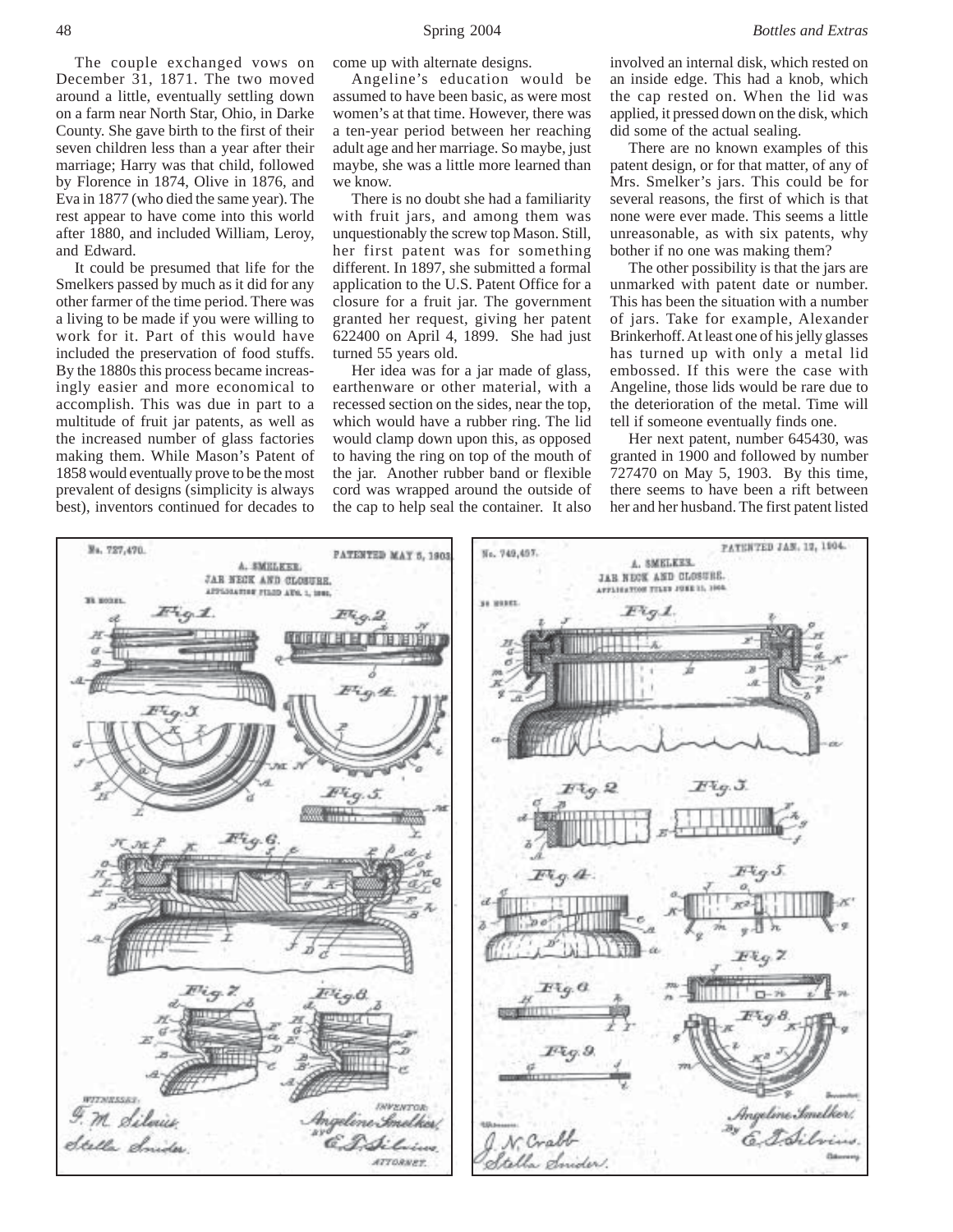The couple exchanged vows on December 31, 1871. The two moved around a little, eventually settling down on a farm near North Star, Ohio, in Darke County. She gave birth to the first of their seven children less than a year after their marriage; Harry was that child, followed by Florence in 1874, Olive in 1876, and Eva in 1877 (who died the same year). The rest appear to have come into this world after 1880, and included William, Leroy, and Edward.

It could be presumed that life for the Smelkers passed by much as it did for any other farmer of the time period. There was a living to be made if you were willing to work for it. Part of this would have included the preservation of food stuffs. By the 1880s this process became increasingly easier and more economical to accomplish. This was due in part to a multitude of fruit jar patents, as well as the increased number of glass factories making them. While Mason's Patent of 1858 would eventually prove to be the most prevalent of designs (simplicity is always best), inventors continued for decades to come up with alternate designs.

Angeline's education would be assumed to have been basic, as were most women's at that time. However, there was a ten-year period between her reaching adult age and her marriage. So maybe, just maybe, she was a little more learned than we know.

There is no doubt she had a familiarity with fruit jars, and among them was unquestionably the screw top Mason. Still, her first patent was for something different. In 1897, she submitted a formal application to the U.S. Patent Office for a closure for a fruit jar. The government granted her request, giving her patent 622400 on April 4, 1899. She had just turned 55 years old.

Her idea was for a jar made of glass, earthenware or other material, with a recessed section on the sides, near the top, which would have a rubber ring. The lid would clamp down upon this, as opposed to having the ring on top of the mouth of the jar. Another rubber band or flexible cord was wrapped around the outside of the cap to help seal the container. It also involved an internal disk, which rested on an inside edge. This had a knob, which the cap rested on. When the lid was applied, it pressed down on the disk, which did some of the actual sealing.

There are no known examples of this patent design, or for that matter, of any of Mrs. Smelker's jars. This could be for several reasons, the first of which is that none were ever made. This seems a little unreasonable, as with six patents, why bother if no one was making them?

The other possibility is that the jars are unmarked with patent date or number. This has been the situation with a number of jars. Take for example, Alexander Brinkerhoff. At least one of his jelly glasses has turned up with only a metal lid embossed. If this were the case with Angeline, those lids would be rare due to the deterioration of the metal. Time will tell if someone eventually finds one.

Her next patent, number 645430, was granted in 1900 and followed by number 727470 on May 5, 1903. By this time, there seems to have been a rift between her and her husband. The first patent listed

No. 727,470. PATENTED MAY 5, 1903. A. SMELKER. JAR NECK AND CLOSURE. APPLICATION FILED AUG. 1, 1901. NO MODEL. WITNESSES: F. M. Silvius, Stella Snider. INVENTOR: Angeline Smelker, BY E. T. Silvius, ATTORNEY.

No. 749,457. PATENTED JAN. 12, 1904. A. SMELKER. JAR NECK AND CLOSURE. APPLICATION FILED JUNE 11, 1903. NO MODEL. Witnesses: J. N. Crabb, Stella Snider. Inventor: Angeline Smelker, By E. T. Silvius, Attorney.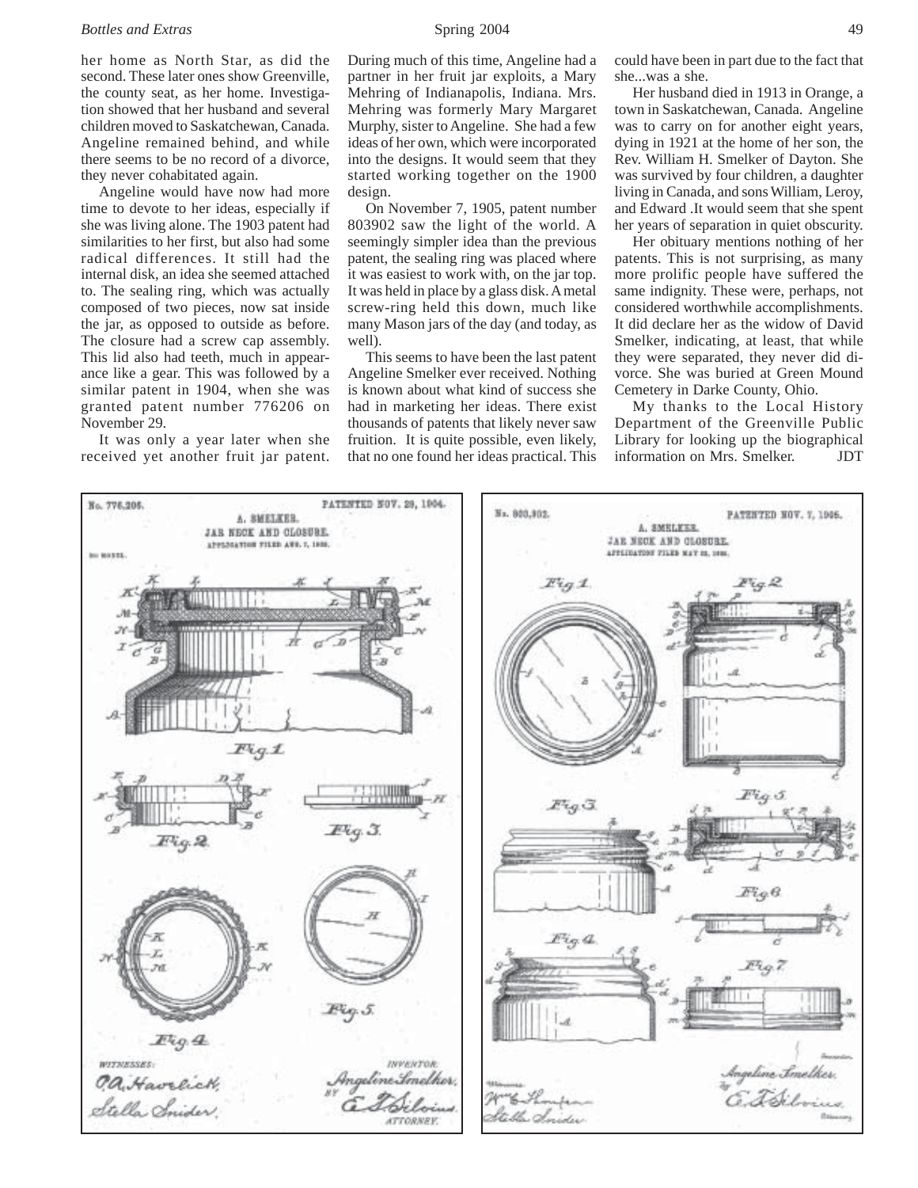her home as North Star, as did the second. These later ones show Greenville, the county seat, as her home. Investigation showed that her husband and several children moved to Saskatchewan, Canada. Angeline remained behind, and while there seems to be no record of a divorce, they never cohabitated again.

Angeline would have now had more time to devote to her ideas, especially if she was living alone. The 1903 patent had similarities to her first, but also had some radical differences. It still had the internal disk, an idea she seemed attached to. The sealing ring, which was actually composed of two pieces, now sat inside the jar, as opposed to outside as before. The closure had a screw cap assembly. This lid also had teeth, much in appearance like a gear. This was followed by a similar patent in 1904, when she was granted patent number 776206 on November 29.

It was only a year later when she received yet another fruit jar patent. During much of this time, Angeline had a partner in her fruit jar exploits, a Mary Mehring of Indianapolis, Indiana. Mrs. Mehring was formerly Mary Margaret Murphy, sister to Angeline. She had a few ideas of her own, which were incorporated into the designs. It would seem that they started working together on the 1900 design.

On November 7, 1905, patent number 803902 saw the light of the world. A seemingly simpler idea than the previous patent, the sealing ring was placed where it was easiest to work with, on the jar top. It was held in place by a glass disk. A metal screw-ring held this down, much like many Mason jars of the day (and today, as well).

This seems to have been the last patent Angeline Smelker ever received. Nothing is known about what kind of success she had in marketing her ideas. There exist thousands of patents that likely never saw fruition. It is quite possible, even likely, that no one found her ideas practical. This could have been in part due to the fact that she...was a she.

Her husband died in 1913 in Orange, a town in Saskatchewan, Canada. Angeline was to carry on for another eight years, dying in 1921 at the home of her son, the Rev. William H. Smelker of Dayton. She was survived by four children, a daughter living in Canada, and sons William, Leroy, and Edward .It would seem that she spent her years of separation in quiet obscurity.

Her obituary mentions nothing of her patents. This is not surprising, as many more prolific people have suffered the same indignity. These were, perhaps, not considered worthwhile accomplishments. It did declare her as the widow of David Smelker, indicating, at least, that while they were separated, they never did divorce. She was buried at Green Mound Cemetery in Darke County, Ohio.

My thanks to the Local History Department of the Greenville Public Library for looking up the biographical information on Mrs. Smelker. JDT

No. 776,206. PATENTED NOV. 29, 1904.
A. SMELKER.
JAR NECK AND CLOSURE.
APPLICATION FILED AUG. 7, 1903.

Fig. 1
Fig. 2
Fig. 3
Fig. 4
Fig. 5

WITNESSES: O.A. Havelick, Stella Snider
INVENTOR: Angeline Smelker, BY E. T. Silvius, ATTORNEY.

No. 803,902. PATENTED NOV. 7, 1905.
A. SMELKER.
JAR NECK AND CLOSURE.
APPLICATION FILED MAY 22, 1905.

Fig 1
Fig 2
Fig 3
Fig 4
Fig 5
Fig 6
Fig 7

Witnesses: Wm. E. Thompson, Stella Snider
Inventor: Angeline Smelker, by E. T. Silvius, Attorney